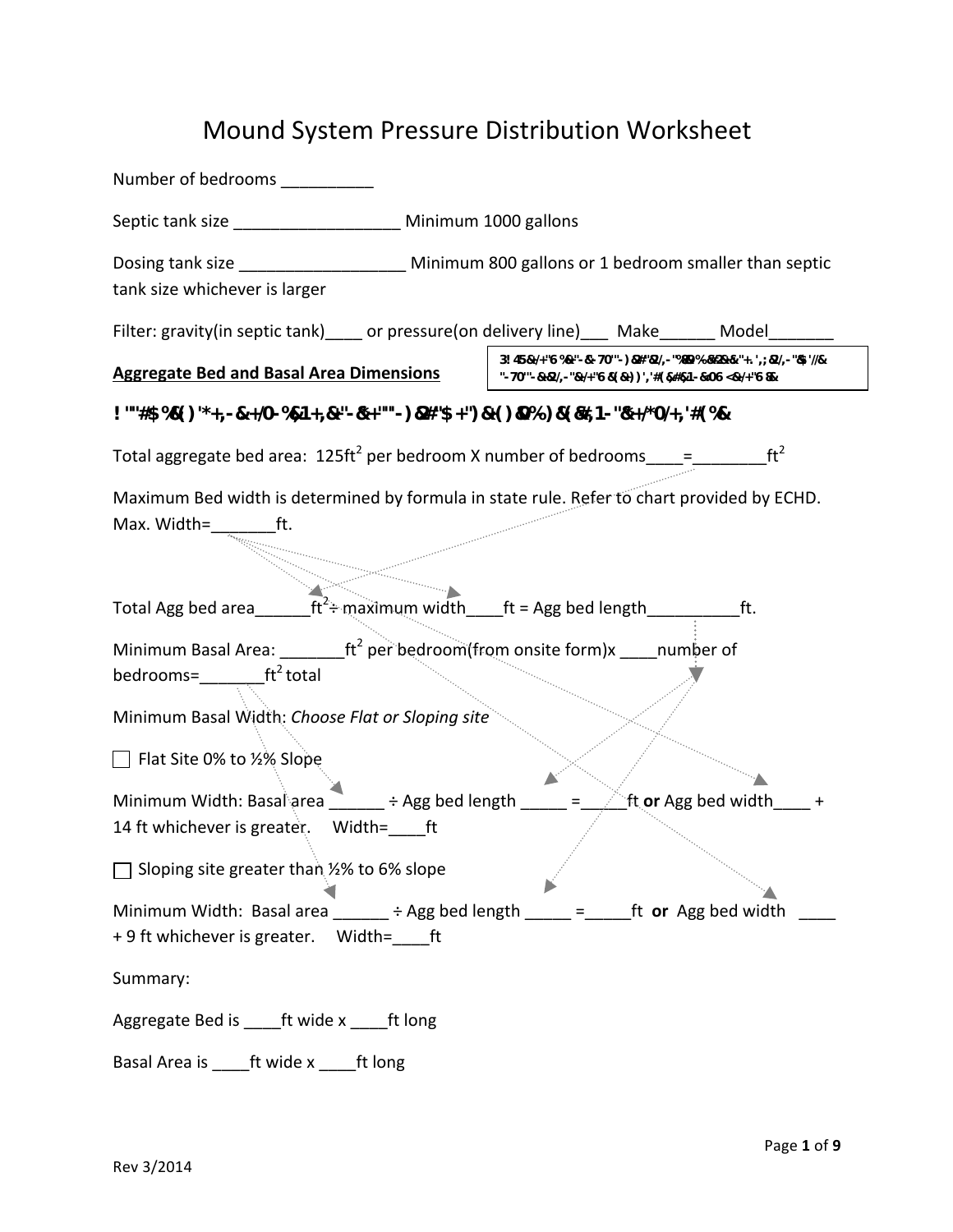# Mound System Pressure Distribution Worksheet

Number of bedrooms __________

Septic tank size __________________ Minimum 1000 gallons

Dosing tank size __________________ Minimum 800 gallons or 1 bedroom smaller than septic tank size whichever is larger

Filter: gravity(in septic tank)____ or pressure(on delivery line)___ Make______ Model_______

**Aggregate Bed and Basal Area Dimensions**

Total aggregate bed area: 125ft$^2$ per bedroom X number of bedrooms____=________ft$^2$

Maximum Bed width is determined by formula in state rule. Refer to chart provided by ECHD. Max. Width=_______ft.

Total Agg bed area______ft$^2$ ÷ maximum width____ft = Agg bed length__________ft.

Minimum Basal Area: _______ft$^2$ per bedroom(from onsite form)x ____number of bedrooms=_______ft$^2$ total

Minimum Basal Width: *Choose Flat or Sloping site*

☐ Flat Site 0% to ½% Slope

Minimum Width: Basal area ______ ÷ Agg bed length _____ =_____ft **or** Agg bed width____ + 14 ft whichever is greater. Width=____ft

☐ Sloping site greater than ½% to 6% slope

Minimum Width: Basal area ______ ÷ Agg bed length _____ =_____ft **or** Agg bed width ____ + 9 ft whichever is greater. Width=____ft

Summary:

Aggregate Bed is ____ft wide x ____ft long

Basal Area is ____ft wide x ____ft long

Rev 3/2014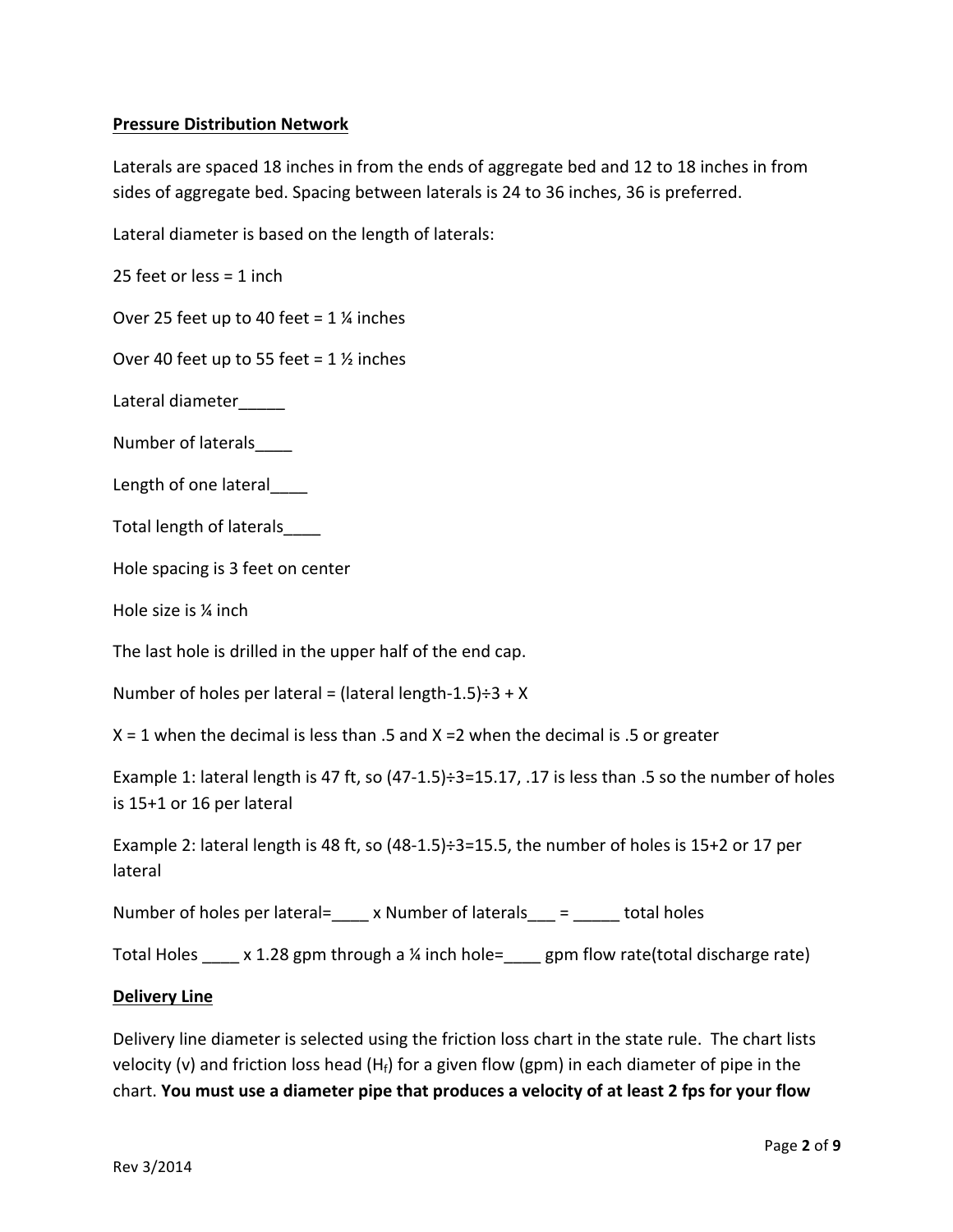**Pressure Distribution Network**

Laterals are spaced 18 inches in from the ends of aggregate bed and 12 to 18 inches in from sides of aggregate bed. Spacing between laterals is 24 to 36 inches, 36 is preferred.

Lateral diameter is based on the length of laterals:

25 feet or less = 1 inch

Over 25 feet up to 40 feet = 1 ¼ inches

Over 40 feet up to 55 feet = 1 ½ inches

Lateral diameter_____

Number of laterals____

Length of one lateral____

Total length of laterals____

Hole spacing is 3 feet on center

Hole size is ¼ inch

The last hole is drilled in the upper half of the end cap.

Number of holes per lateral = (lateral length-1.5)÷3 + X

X = 1 when the decimal is less than .5 and X =2 when the decimal is .5 or greater

Example 1: lateral length is 47 ft, so (47-1.5)÷3=15.17, .17 is less than .5 so the number of holes is 15+1 or 16 per lateral

Example 2: lateral length is 48 ft, so (48-1.5)÷3=15.5, the number of holes is 15+2 or 17 per lateral

Number of holes per lateral=____ x Number of laterals___ = _____ total holes

Total Holes ____ x 1.28 gpm through a ¼ inch hole=____ gpm flow rate(total discharge rate)

**Delivery Line**

Delivery line diameter is selected using the friction loss chart in the state rule. The chart lists velocity (v) and friction loss head ($H_f$) for a given flow (gpm) in each diameter of pipe in the chart. **You must use a diameter pipe that produces a velocity of at least 2 fps for your flow**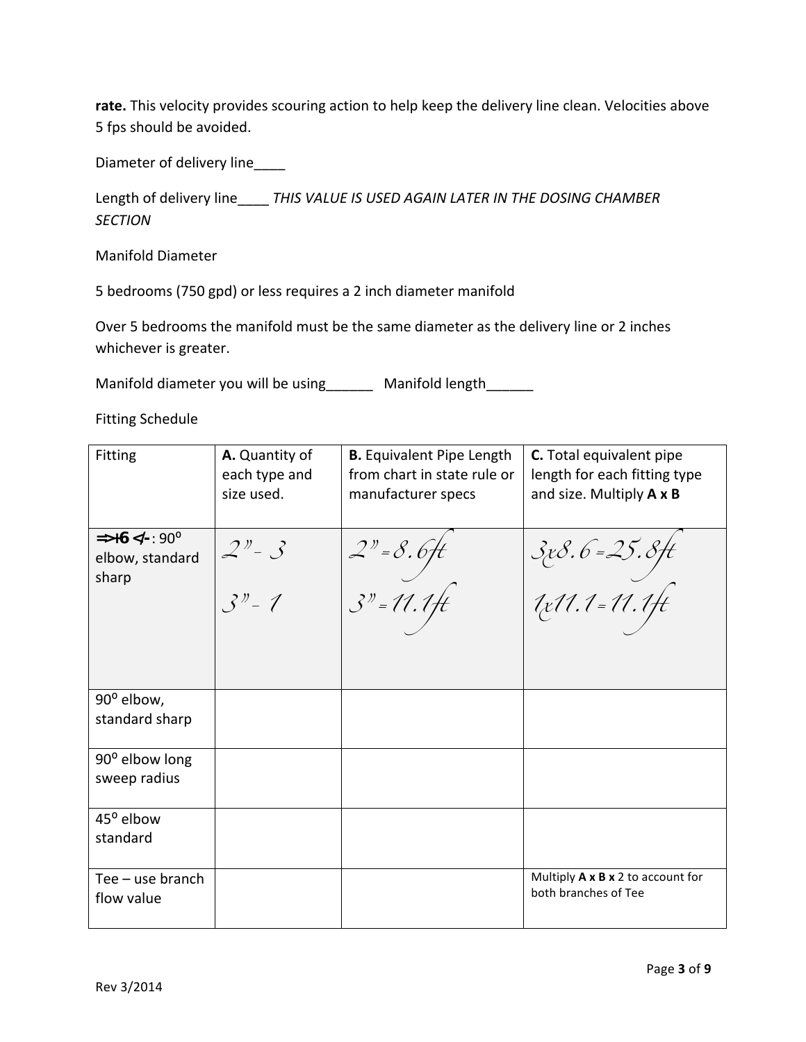**rate.** This velocity provides scouring action to help keep the delivery line clean. Velocities above 5 fps should be avoided.

Diameter of delivery line____

Length of delivery line____ *THIS VALUE IS USED AGAIN LATER IN THE DOSING CHAMBER SECTION*

Manifold Diameter

5 bedrooms (750 gpd) or less requires a 2 inch diameter manifold

Over 5 bedrooms the manifold must be the same diameter as the delivery line or 2 inches whichever is greater.

Manifold diameter you will be using______ Manifold length______

Fitting Schedule

| Fitting | **A.** Quantity of each type and size used. | **B.** Equivalent Pipe Length from chart in state rule or manufacturer specs | **C.** Total equivalent pipe length for each fitting type and size. Multiply **A x B** |
|---|---|---|---|
| **EXAMPLE**: 90° elbow, standard sharp | 2" - 3<br>3" - 1 | 2" = 8.6ft<br>3" = 11.1ft | 3x8.6 = 25.8ft<br>1x11.1 = 11.1ft |
| 90° elbow, standard sharp | | | |
| 90° elbow long sweep radius | | | |
| 45° elbow standard | | | |
| Tee – use branch flow value | | | Multiply **A x B x** 2 to account for both branches of Tee |

Rev 3/2014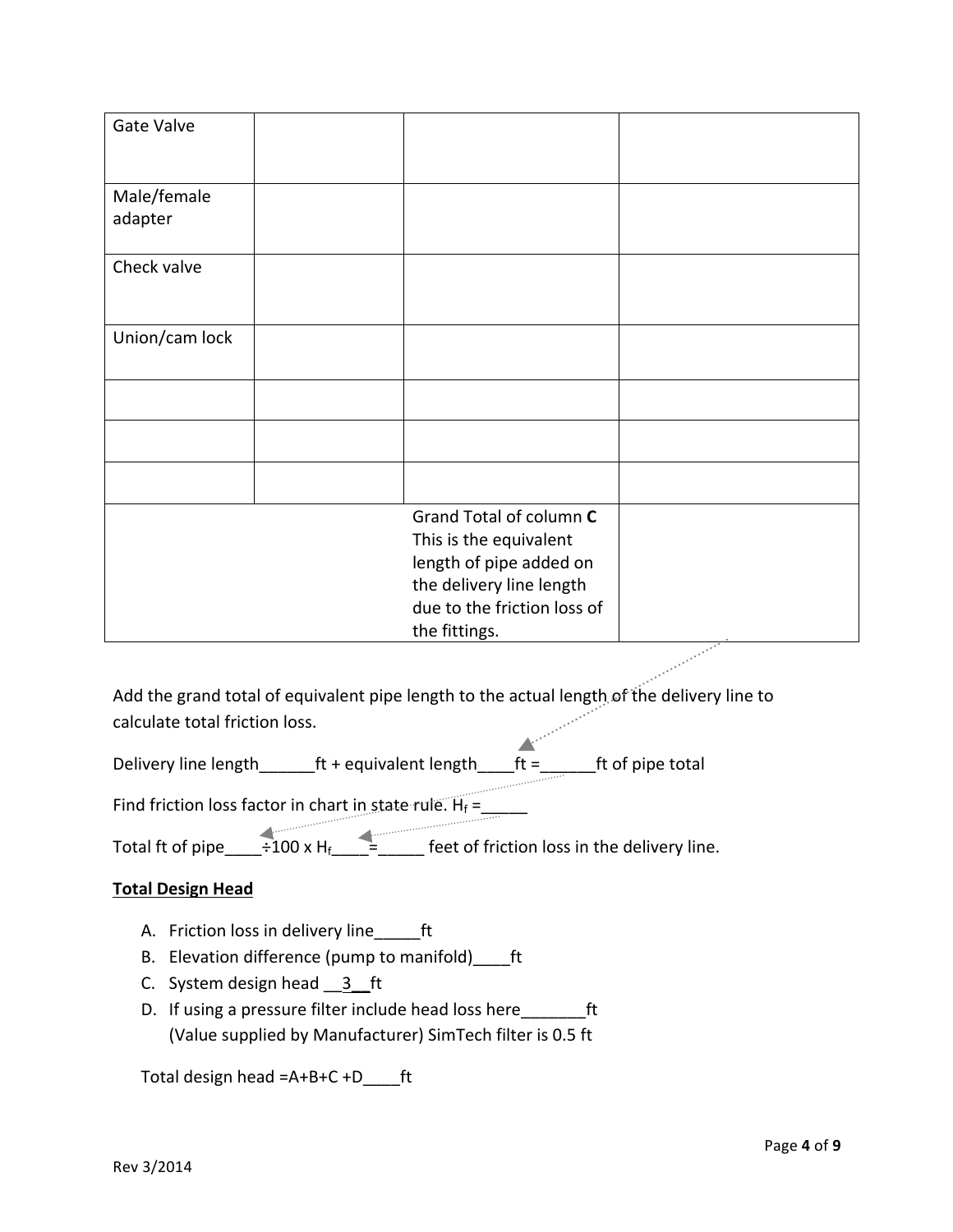| | | | |
|---|---|---|---|
| Gate Valve | | | |
| Male/female adapter | | | |
| Check valve | | | |
| Union/cam lock | | | |
| | | | |
| | | | |
| | | | |
| | | Grand Total of column **C** This is the equivalent length of pipe added on the delivery line length due to the friction loss of the fittings. | |

Add the grand total of equivalent pipe length to the actual length of the delivery line to calculate total friction loss.

Delivery line length______ft + equivalent length____ft =______ft of pipe total

Find friction loss factor in chart in state rule. $H_f$ =_____

Total ft of pipe____÷100 x $H_f$____=_____ feet of friction loss in the delivery line.

**Total Design Head**

A. Friction loss in delivery line_____ft
B. Elevation difference (pump to manifold)____ft
C. System design head __3__ft
D. If using a pressure filter include head loss here_______ft
   (Value supplied by Manufacturer) SimTech filter is 0.5 ft

Total design head =A+B+C +D____ft

Rev 3/2014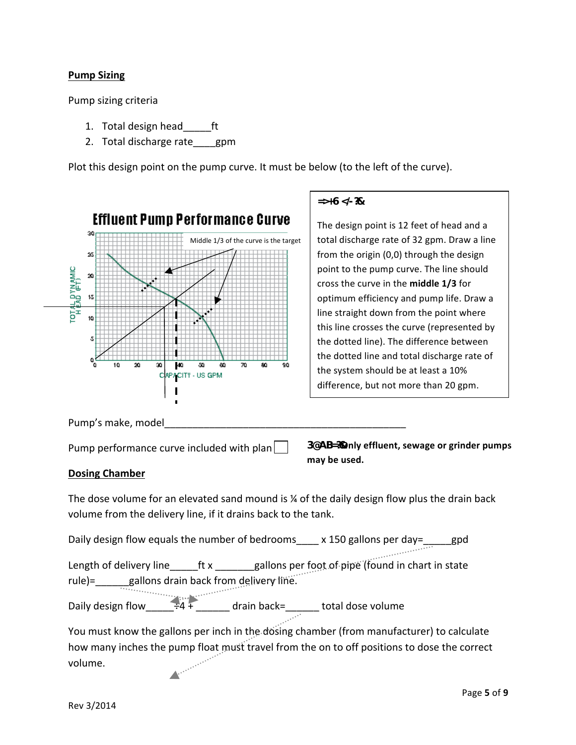## Pump Sizing

Pump sizing criteria

1. Total design head_____ft
2. Total discharge rate____gpm

Plot this design point on the pump curve. It must be below (to the left of the curve).

Effluent Pump Performance Curve

Middle 1/3 of the curve is the target

TOTAL DYNAMIC HEAD (FT)

CAPACITY - US GPM

**Example:**

The design point is 12 feet of head and a total discharge rate of 32 gpm. Draw a line from the origin (0,0) through the design point to the pump curve. The line should cross the curve in the **middle 1/3** for optimum efficiency and pump life. Draw a line straight down from the point where this line crosses the curve (represented by the dotted line). The difference between the dotted line and total discharge rate of the system should be at least a 10% difference, but not more than 20 gpm.

Pump's make, model_____________________________________________

Pump performance curve included with plan ☐

**Note: Only effluent, sewage or grinder pumps may be used.**

## Dosing Chamber

The dose volume for an elevated sand mound is ¼ of the daily design flow plus the drain back volume from the delivery line, if it drains back to the tank.

Daily design flow equals the number of bedrooms____ x 150 gallons per day=_____gpd

Length of delivery line_____ft x _______gallons per foot of pipe (found in chart in state rule)=______gallons drain back from delivery line.

Daily design flow_____÷4 + ______ drain back=______ total dose volume

You must know the gallons per inch in the dosing chamber (from manufacturer) to calculate how many inches the pump float must travel from the on to off positions to dose the correct volume.

Rev 3/2014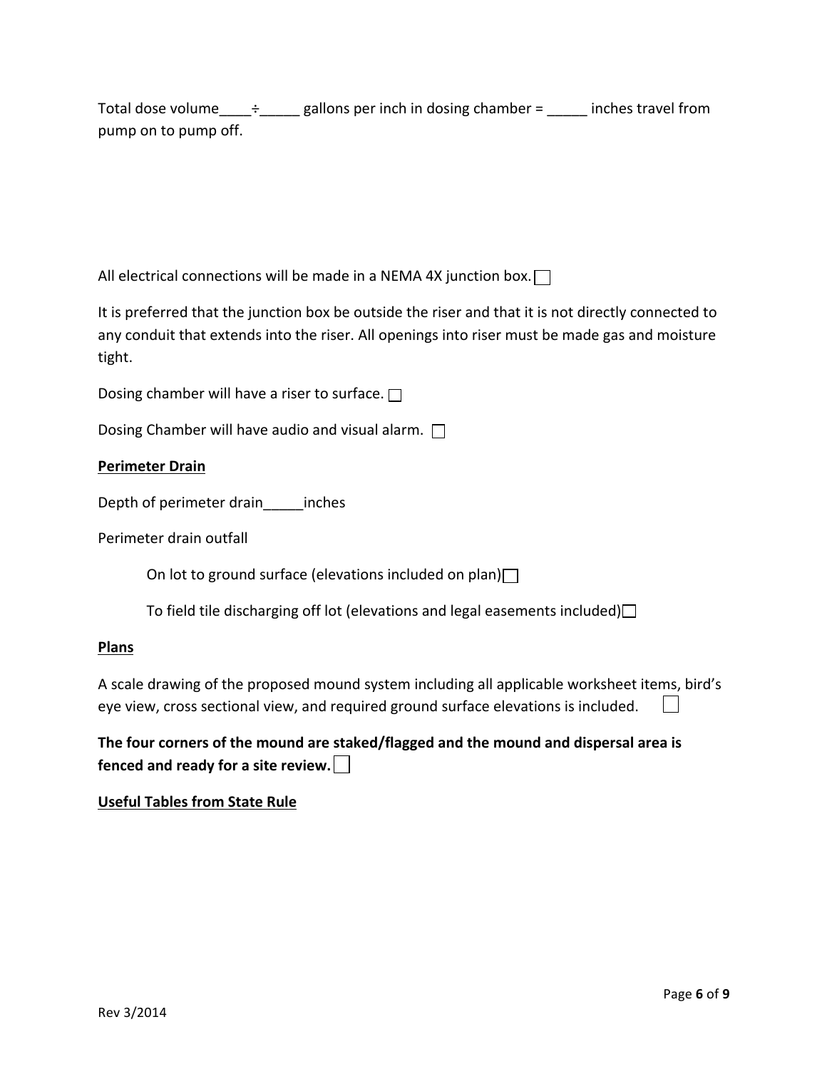Total dose volume____÷_____ gallons per inch in dosing chamber = _____ inches travel from pump on to pump off.

All electrical connections will be made in a NEMA 4X junction box. ☐

It is preferred that the junction box be outside the riser and that it is not directly connected to any conduit that extends into the riser. All openings into riser must be made gas and moisture tight.

Dosing chamber will have a riser to surface. ☐

Dosing Chamber will have audio and visual alarm. ☐

**Perimeter Drain**

Depth of perimeter drain_____inches

Perimeter drain outfall

On lot to ground surface (elevations included on plan) ☐

To field tile discharging off lot (elevations and legal easements included) ☐

**Plans**

A scale drawing of the proposed mound system including all applicable worksheet items, bird's eye view, cross sectional view, and required ground surface elevations is included. ☐

**The four corners of the mound are staked/flagged and the mound and dispersal area is fenced and ready for a site review.** ☐

**Useful Tables from State Rule**

Rev 3/2014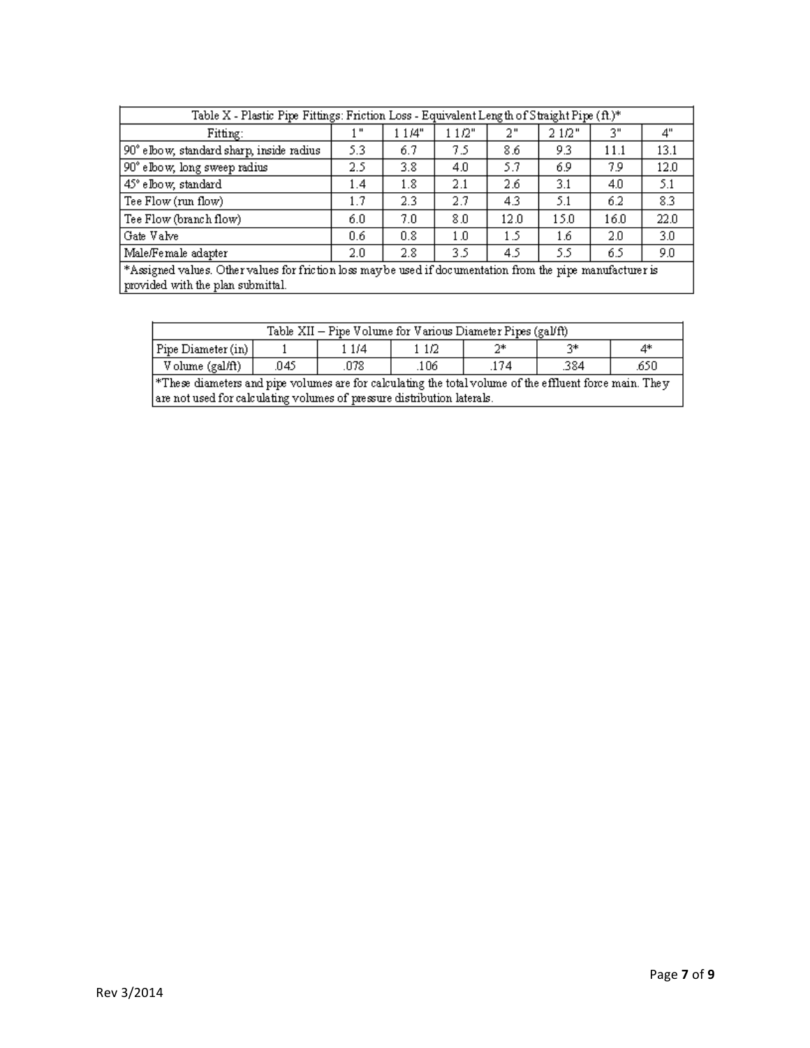| Table X - Plastic Pipe Fittings: Friction Loss - Equivalent Length of Straight Pipe (ft.)* | | | | | | | |
|---|---|---|---|---|---|---|---|
| Fitting: | 1" | 1 1/4" | 1 1/2" | 2" | 2 1/2" | 3" | 4" |
| 90° elbow, standard sharp, inside radius | 5.3 | 6.7 | 7.5 | 8.6 | 9.3 | 11.1 | 13.1 |
| 90° elbow, long sweep radius | 2.5 | 3.8 | 4.0 | 5.7 | 6.9 | 7.9 | 12.0 |
| 45° elbow, standard | 1.4 | 1.8 | 2.1 | 2.6 | 3.1 | 4.0 | 5.1 |
| Tee Flow (run flow) | 1.7 | 2.3 | 2.7 | 4.3 | 5.1 | 6.2 | 8.3 |
| Tee Flow (branch flow) | 6.0 | 7.0 | 8.0 | 12.0 | 15.0 | 16.0 | 22.0 |
| Gate Valve | 0.6 | 0.8 | 1.0 | 1.5 | 1.6 | 2.0 | 3.0 |
| Male/Female adapter | 2.0 | 2.8 | 3.5 | 4.5 | 5.5 | 6.5 | 9.0 |
| *Assigned values. Other values for friction loss may be used if documentation from the pipe manufacturer is provided with the plan submittal. | | | | | | | |

| Table XII – Pipe Volume for Various Diameter Pipes (gal/ft) | | | | | | |
|---|---|---|---|---|---|---|
| Pipe Diameter (in) | 1 | 1 1/4 | 1 1/2 | 2* | 3* | 4* |
| Volume (gal/ft) | .045 | .078 | .106 | .174 | .384 | .650 |
| *These diameters and pipe volumes are for calculating the total volume of the effluent force main. They are not used for calculating volumes of pressure distribution laterals. | | | | | | |

Rev 3/2014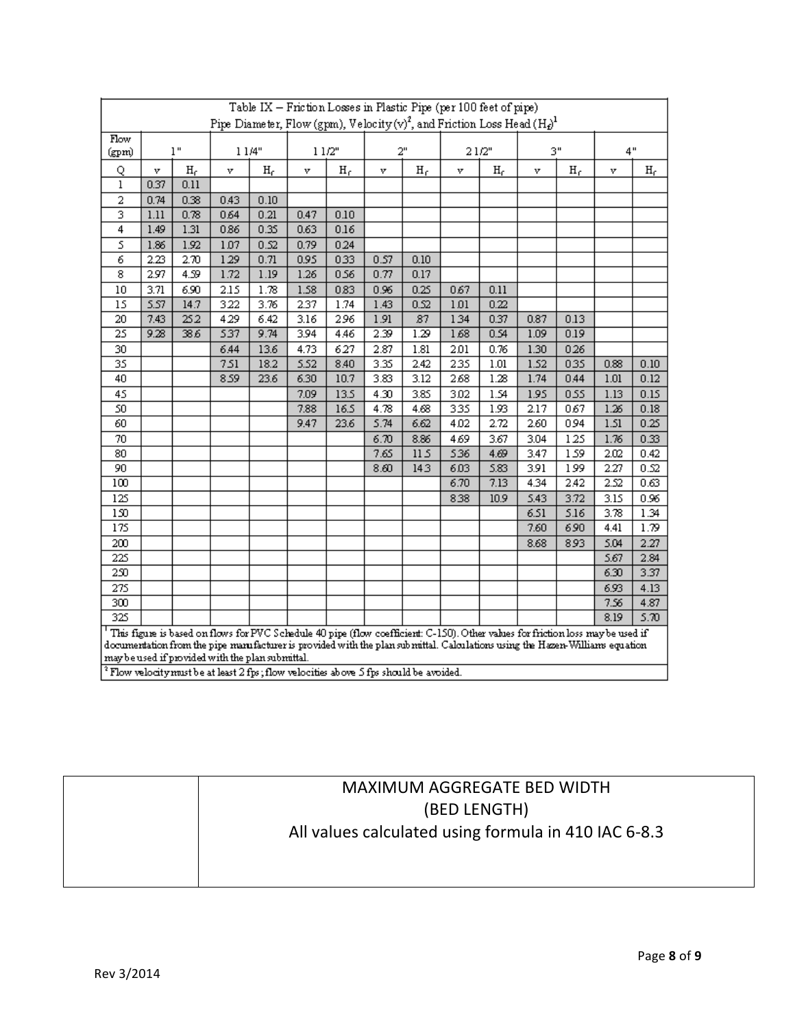| Table IX – Friction Losses in Plastic Pipe (per 100 feet of pipe) Pipe Diameter, Flow (gpm), Velocity (v)[2], and Friction Loss Head ($H_f$)[1] | | | | | | | | | | | | | | |
|---|---|---|---|---|---|---|---|---|---|---|---|---|---|---|
| Flow (gpm) | 1" | | 1 1/4" | | 1 1/2" | | 2" | | 2 1/2" | | 3" | | 4" | |
| Q | v | $H_f$ | v | $H_f$ | v | $H_f$ | v | $H_f$ | v | $H_f$ | v | $H_f$ | v | $H_f$ |
| 1 | 0.37 | 0.11 | | | | | | | | | | | | |
| 2 | 0.74 | 0.38 | 0.43 | 0.10 | | | | | | | | | | |
| 3 | 1.11 | 0.78 | 0.64 | 0.21 | 0.47 | 0.10 | | | | | | | | |
| 4 | 1.49 | 1.31 | 0.86 | 0.35 | 0.63 | 0.16 | | | | | | | | |
| 5 | 1.86 | 1.92 | 1.07 | 0.52 | 0.79 | 0.24 | | | | | | | | |
| 6 | 2.23 | 2.70 | 1.29 | 0.71 | 0.95 | 0.33 | 0.57 | 0.10 | | | | | | |
| 8 | 2.97 | 4.59 | 1.72 | 1.19 | 1.26 | 0.56 | 0.77 | 0.17 | | | | | | |
| 10 | 3.71 | 6.90 | 2.15 | 1.78 | 1.58 | 0.83 | 0.96 | 0.25 | 0.67 | 0.11 | | | | |
| 15 | 5.57 | 14.7 | 3.22 | 3.76 | 2.37 | 1.74 | 1.43 | 0.52 | 1.01 | 0.22 | | | | |
| 20 | 7.43 | 25.2 | 4.29 | 6.42 | 3.16 | 2.96 | 1.91 | .87 | 1.34 | 0.37 | 0.87 | 0.13 | | |
| 25 | 9.28 | 38.6 | 5.37 | 9.74 | 3.94 | 4.46 | 2.39 | 1.29 | 1.68 | 0.54 | 1.09 | 0.19 | | |
| 30 | | | 6.44 | 13.6 | 4.73 | 6.27 | 2.87 | 1.81 | 2.01 | 0.76 | 1.30 | 0.26 | | |
| 35 | | | 7.51 | 18.2 | 5.52 | 8.40 | 3.35 | 2.42 | 2.35 | 1.01 | 1.52 | 0.35 | 0.88 | 0.10 |
| 40 | | | 8.59 | 23.6 | 6.30 | 10.7 | 3.83 | 3.12 | 2.68 | 1.28 | 1.74 | 0.44 | 1.01 | 0.12 |
| 45 | | | | | 7.09 | 13.5 | 4.30 | 3.85 | 3.02 | 1.54 | 1.95 | 0.55 | 1.13 | 0.15 |
| 50 | | | | | 7.88 | 16.5 | 4.78 | 4.68 | 3.35 | 1.93 | 2.17 | 0.67 | 1.26 | 0.18 |
| 60 | | | | | 9.47 | 23.6 | 5.74 | 6.62 | 4.02 | 2.72 | 2.60 | 0.94 | 1.51 | 0.25 |
| 70 | | | | | | | 6.70 | 8.86 | 4.69 | 3.67 | 3.04 | 1.25 | 1.76 | 0.33 |
| 80 | | | | | | | 7.65 | 11.5 | 5.36 | 4.69 | 3.47 | 1.59 | 2.02 | 0.42 |
| 90 | | | | | | | 8.60 | 14.3 | 6.03 | 5.83 | 3.91 | 1.99 | 2.27 | 0.52 |
| 100 | | | | | | | | | 6.70 | 7.13 | 4.34 | 2.42 | 2.52 | 0.63 |
| 125 | | | | | | | | | 8.38 | 10.9 | 5.43 | 3.72 | 3.15 | 0.96 |
| 150 | | | | | | | | | | | 6.51 | 5.16 | 3.78 | 1.34 |
| 175 | | | | | | | | | | | 7.60 | 6.90 | 4.41 | 1.79 |
| 200 | | | | | | | | | | | 8.68 | 8.93 | 5.04 | 2.27 |
| 225 | | | | | | | | | | | | | 5.67 | 2.84 |
| 250 | | | | | | | | | | | | | 6.30 | 3.37 |
| 275 | | | | | | | | | | | | | 6.93 | 4.13 |
| 300 | | | | | | | | | | | | | 7.56 | 4.87 |
| 325 | | | | | | | | | | | | | 8.19 | 5.70 |

[1] This figure is based on flows for PVC Schedule 40 pipe (flow coefficient: C-150). Other values for friction loss may be used if documentation from the pipe manufacturer is provided with the plan submittal. Calculations using the Hazen-Williams equation may be used if provided with the plan submittal.

[2] Flow velocity must be at least 2 fps; flow velocities above 5 fps should be avoided.

| | MAXIMUM AGGREGATE BED WIDTH (BED LENGTH) All values calculated using formula in 410 IAC 6-8.3 |
|---|---|

Rev 3/2014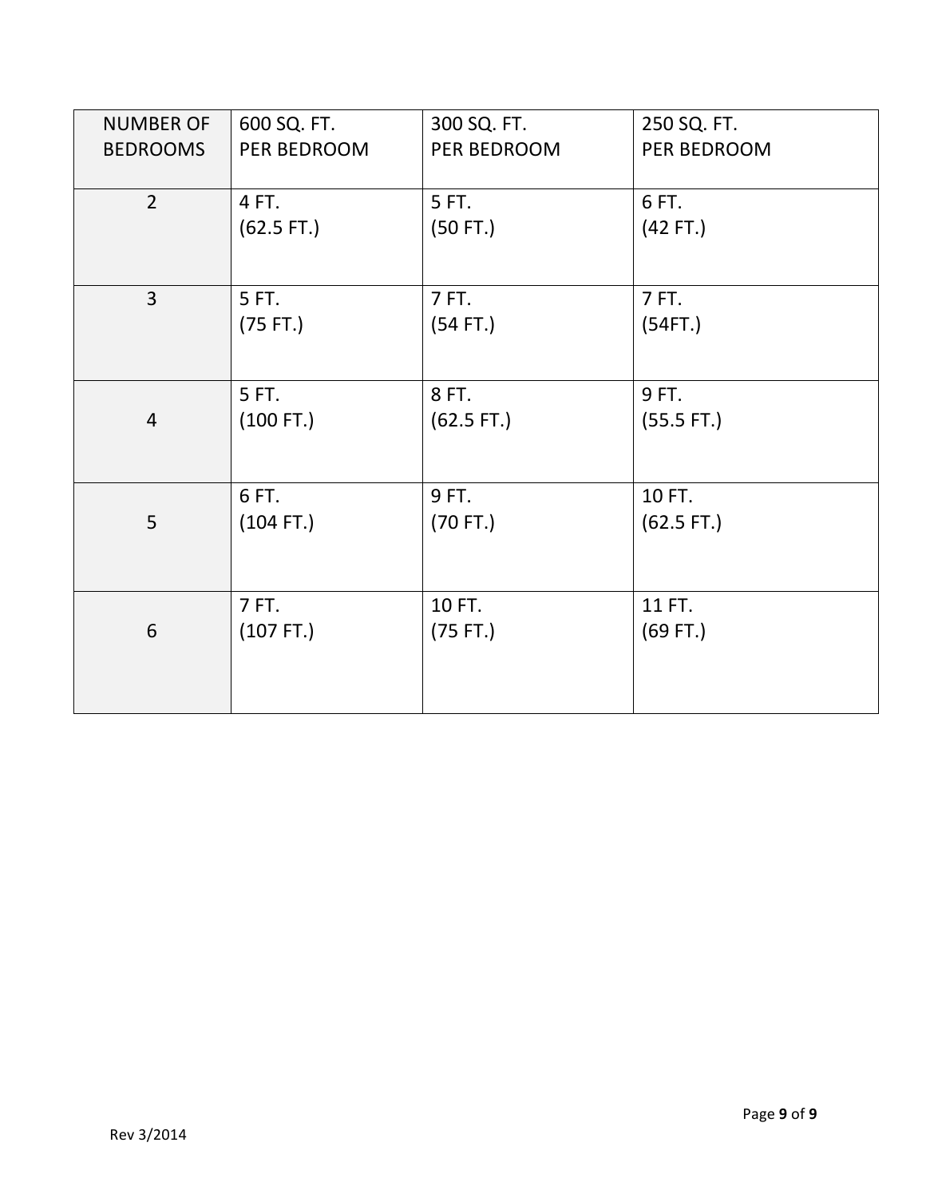| NUMBER OF BEDROOMS | 600 SQ. FT. PER BEDROOM | 300 SQ. FT. PER BEDROOM | 250 SQ. FT. PER BEDROOM |
|---|---|---|---|
| 2 | 4 FT. (62.5 FT.) | 5 FT. (50 FT.) | 6 FT. (42 FT.) |
| 3 | 5 FT. (75 FT.) | 7 FT. (54 FT.) | 7 FT. (54FT.) |
| 4 | 5 FT. (100 FT.) | 8 FT. (62.5 FT.) | 9 FT. (55.5 FT.) |
| 5 | 6 FT. (104 FT.) | 9 FT. (70 FT.) | 10 FT. (62.5 FT.) |
| 6 | 7 FT. (107 FT.) | 10 FT. (75 FT.) | 11 FT. (69 FT.) |

Rev 3/2014